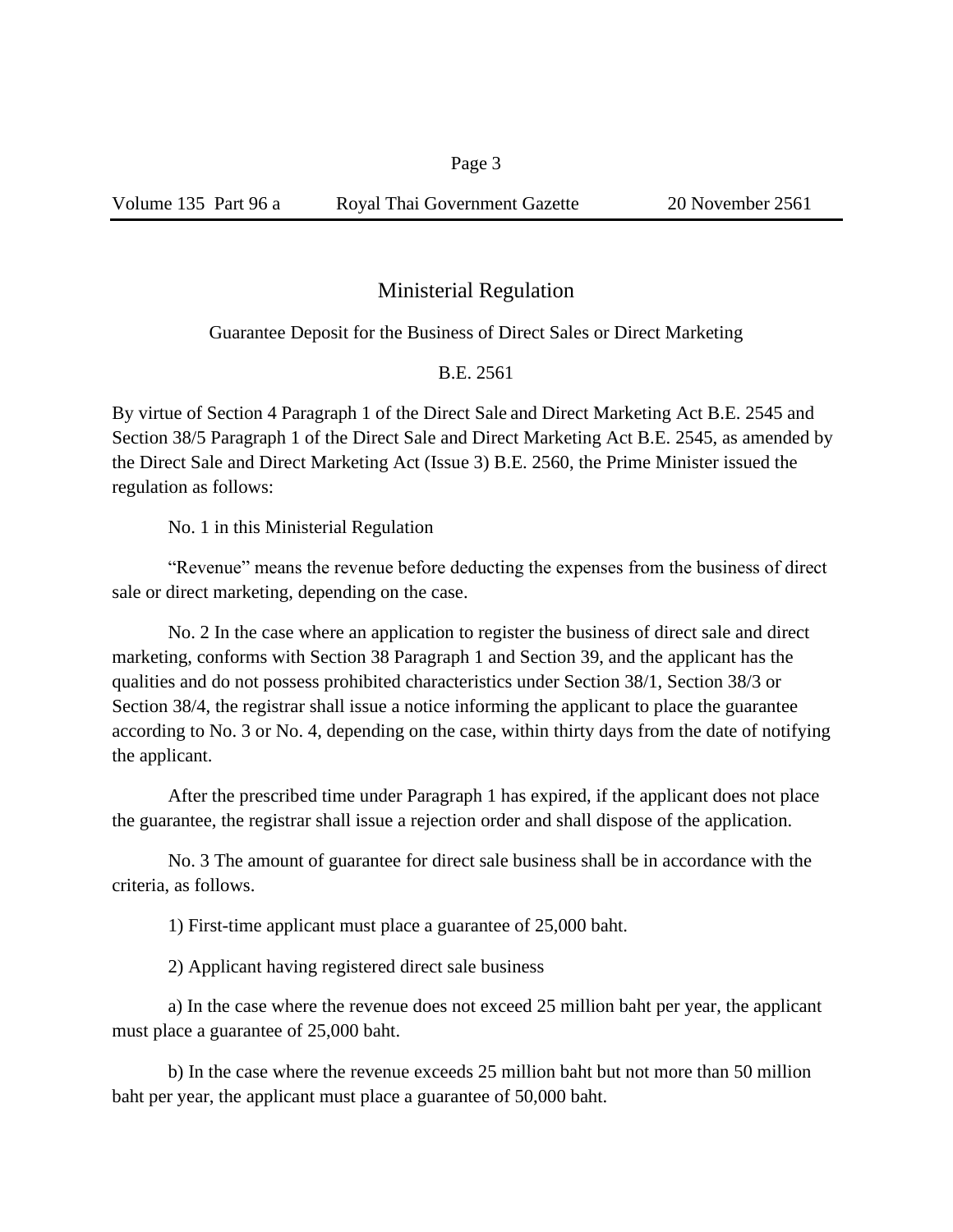# Ministerial Regulation

## Guarantee Deposit for the Business of Direct Sales or Direct Marketing

## B.E. 2561

By virtue of Section 4 Paragraph 1 of the Direct Sale and Direct Marketing Act B.E. 2545 and Section 38/5 Paragraph 1 of the Direct Sale and Direct Marketing Act B.E. 2545, as amended by the Direct Sale and Direct Marketing Act (Issue 3) B.E. 2560, the Prime Minister issued the regulation as follows:

No. 1 in this Ministerial Regulation

"Revenue" means the revenue before deducting the expenses from the business of direct sale or direct marketing, depending on the case.

No. 2 In the case where an application to register the business of direct sale and direct marketing, conforms with Section 38 Paragraph 1 and Section 39, and the applicant has the qualities and do not possess prohibited characteristics under Section 38/1, Section 38/3 or Section 38/4, the registrar shall issue a notice informing the applicant to place the guarantee according to No. 3 or No. 4, depending on the case, within thirty days from the date of notifying the applicant.

After the prescribed time under Paragraph 1 has expired, if the applicant does not place the guarantee, the registrar shall issue a rejection order and shall dispose of the application.

No. 3 The amount of guarantee for direct sale business shall be in accordance with the criteria, as follows.

1) First-time applicant must place a guarantee of 25,000 baht.

2) Applicant having registered direct sale business

a) In the case where the revenue does not exceed 25 million baht per year, the applicant must place a guarantee of 25,000 baht.

b) In the case where the revenue exceeds 25 million baht but not more than 50 million baht per year, the applicant must place a guarantee of 50,000 baht.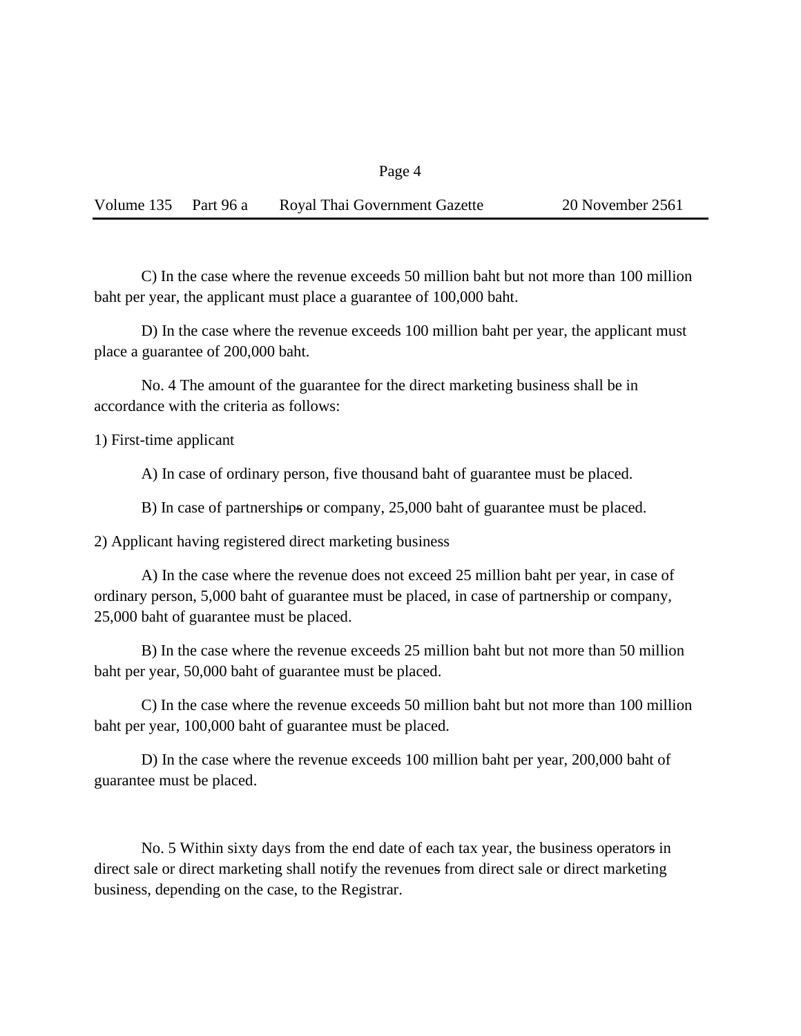C) In the case where the revenue exceeds 50 million baht but not more than 100 million baht per year, the applicant must place a guarantee of 100,000 baht.

D) In the case where the revenue exceeds 100 million baht per year, the applicant must place a guarantee of 200,000 baht.

No. 4 The amount of the guarantee for the direct marketing business shall be in accordance with the criteria as follows:

1) First-time applicant

A) In case of ordinary person, five thousand baht of guarantee must be placed.

B) In case of partnerships or company, 25,000 baht of guarantee must be placed.

2) Applicant having registered direct marketing business

A) In the case where the revenue does not exceed 25 million baht per year, in case of ordinary person, 5,000 baht of guarantee must be placed, in case of partnership or company, 25,000 baht of guarantee must be placed.

B) In the case where the revenue exceeds 25 million baht but not more than 50 million baht per year, 50,000 baht of guarantee must be placed.

C) In the case where the revenue exceeds 50 million baht but not more than 100 million baht per year, 100,000 baht of guarantee must be placed.

D) In the case where the revenue exceeds 100 million baht per year, 200,000 baht of guarantee must be placed.

No. 5 Within sixty days from the end date of each tax year, the business operators in direct sale or direct marketing shall notify the revenues from direct sale or direct marketing business, depending on the case, to the Registrar.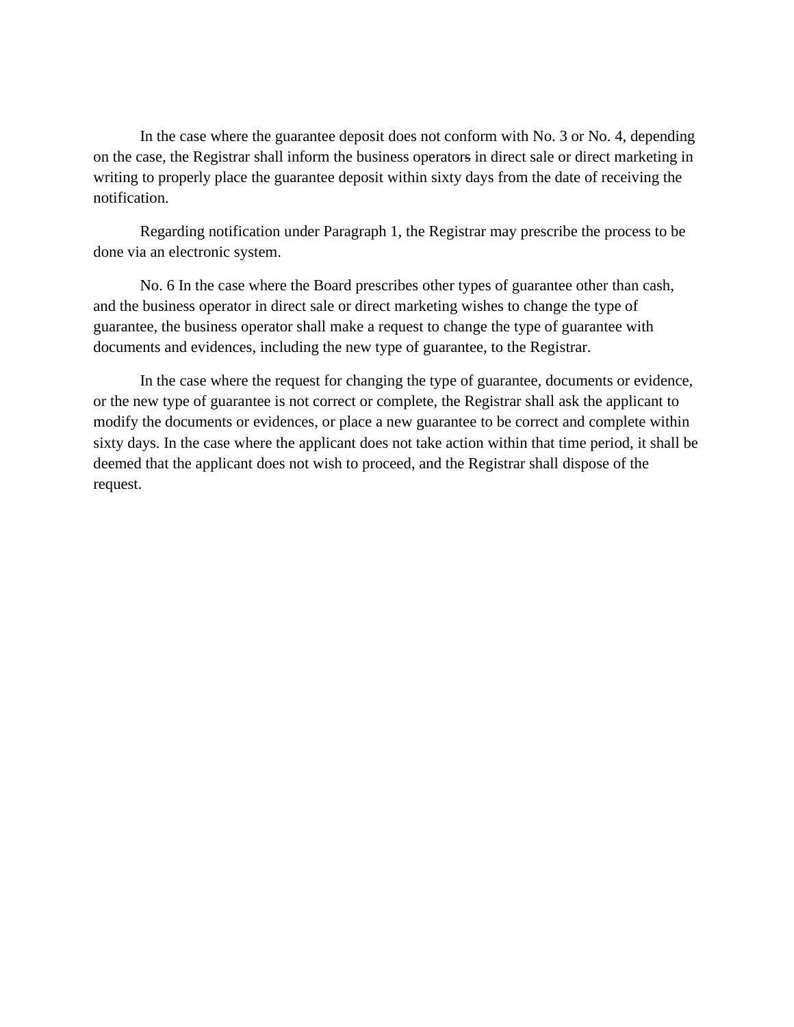In the case where the guarantee deposit does not conform with No. 3 or No. 4, depending on the case, the Registrar shall inform the business operators in direct sale or direct marketing in writing to properly place the guarantee deposit within sixty days from the date of receiving the notification.

Regarding notification under Paragraph 1, the Registrar may prescribe the process to be done via an electronic system.

No. 6 In the case where the Board prescribes other types of guarantee other than cash, and the business operator in direct sale or direct marketing wishes to change the type of guarantee, the business operator shall make a request to change the type of guarantee with documents and evidences, including the new type of guarantee, to the Registrar.

In the case where the request for changing the type of guarantee, documents or evidence, or the new type of guarantee is not correct or complete, the Registrar shall ask the applicant to modify the documents or evidences, or place a new guarantee to be correct and complete within sixty days. In the case where the applicant does not take action within that time period, it shall be deemed that the applicant does not wish to proceed, and the Registrar shall dispose of the request.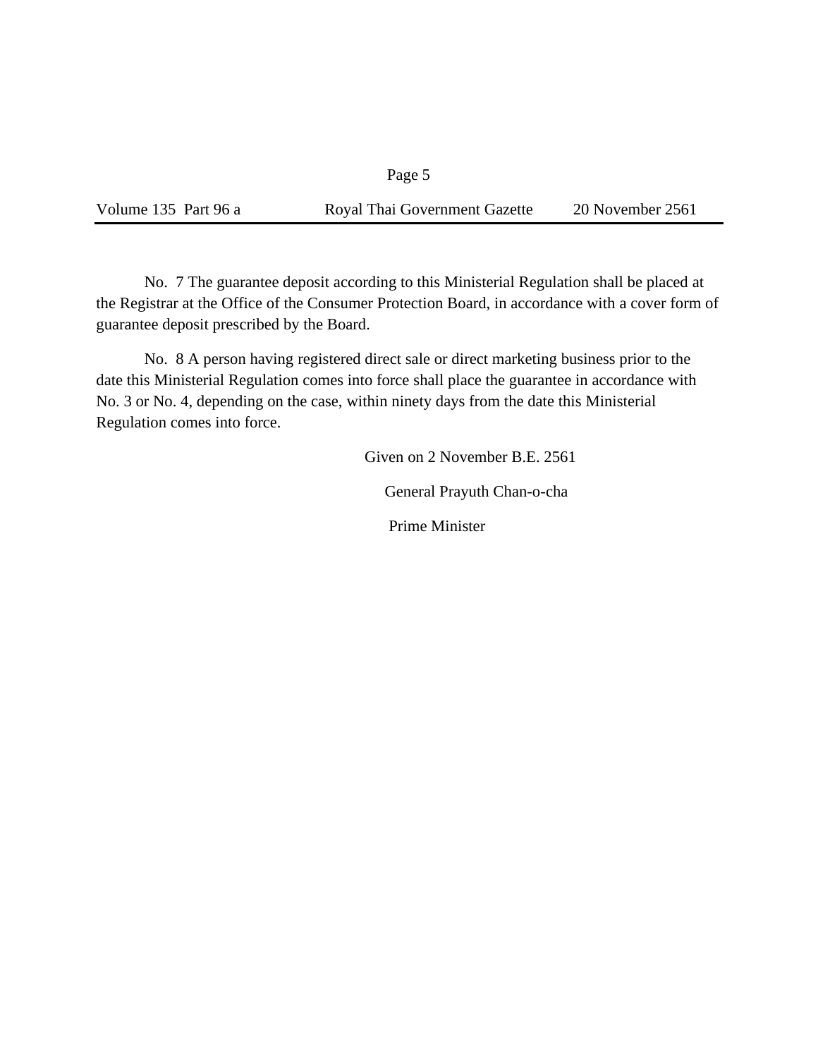No. 7 The guarantee deposit according to this Ministerial Regulation shall be placed at the Registrar at the Office of the Consumer Protection Board, in accordance with a cover form of guarantee deposit prescribed by the Board.

No. 8 A person having registered direct sale or direct marketing business prior to the date this Ministerial Regulation comes into force shall place the guarantee in accordance with No. 3 or No. 4, depending on the case, within ninety days from the date this Ministerial Regulation comes into force.

Given on 2 November B.E. 2561

General Prayuth Chan-o-cha

Prime Minister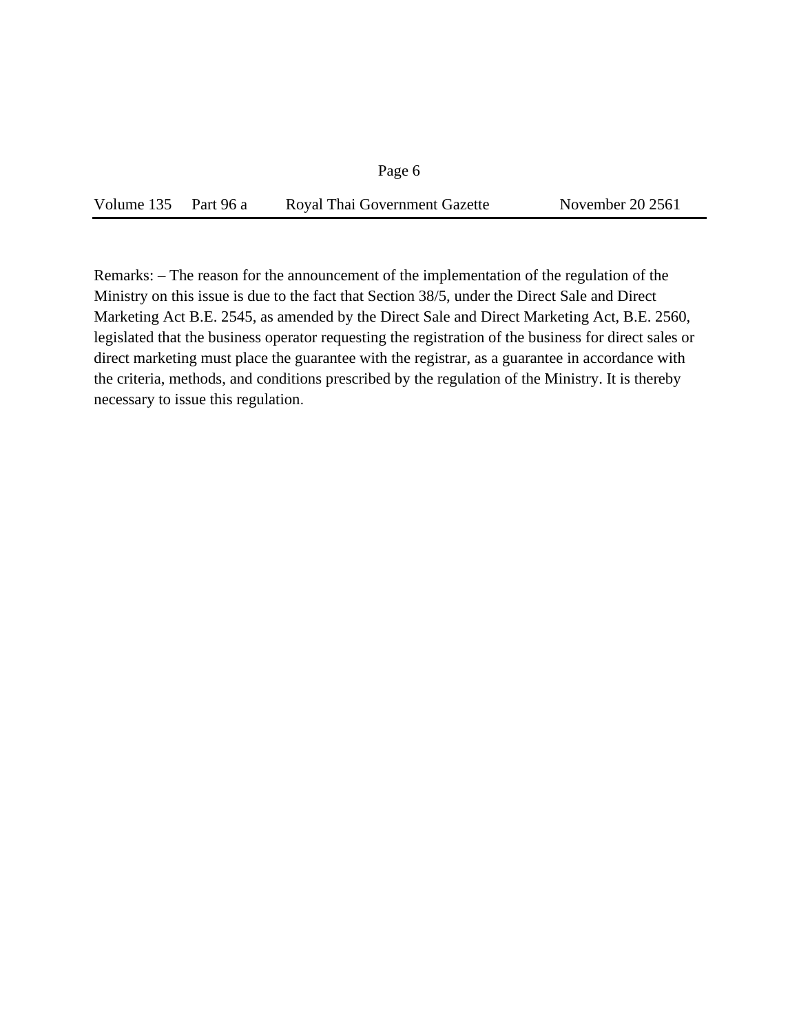Remarks: – The reason for the announcement of the implementation of the regulation of the Ministry on this issue is due to the fact that Section 38/5, under the Direct Sale and Direct Marketing Act B.E. 2545, as amended by the Direct Sale and Direct Marketing Act, B.E. 2560, legislated that the business operator requesting the registration of the business for direct sales or direct marketing must place the guarantee with the registrar, as a guarantee in accordance with the criteria, methods, and conditions prescribed by the regulation of the Ministry. It is thereby necessary to issue this regulation.